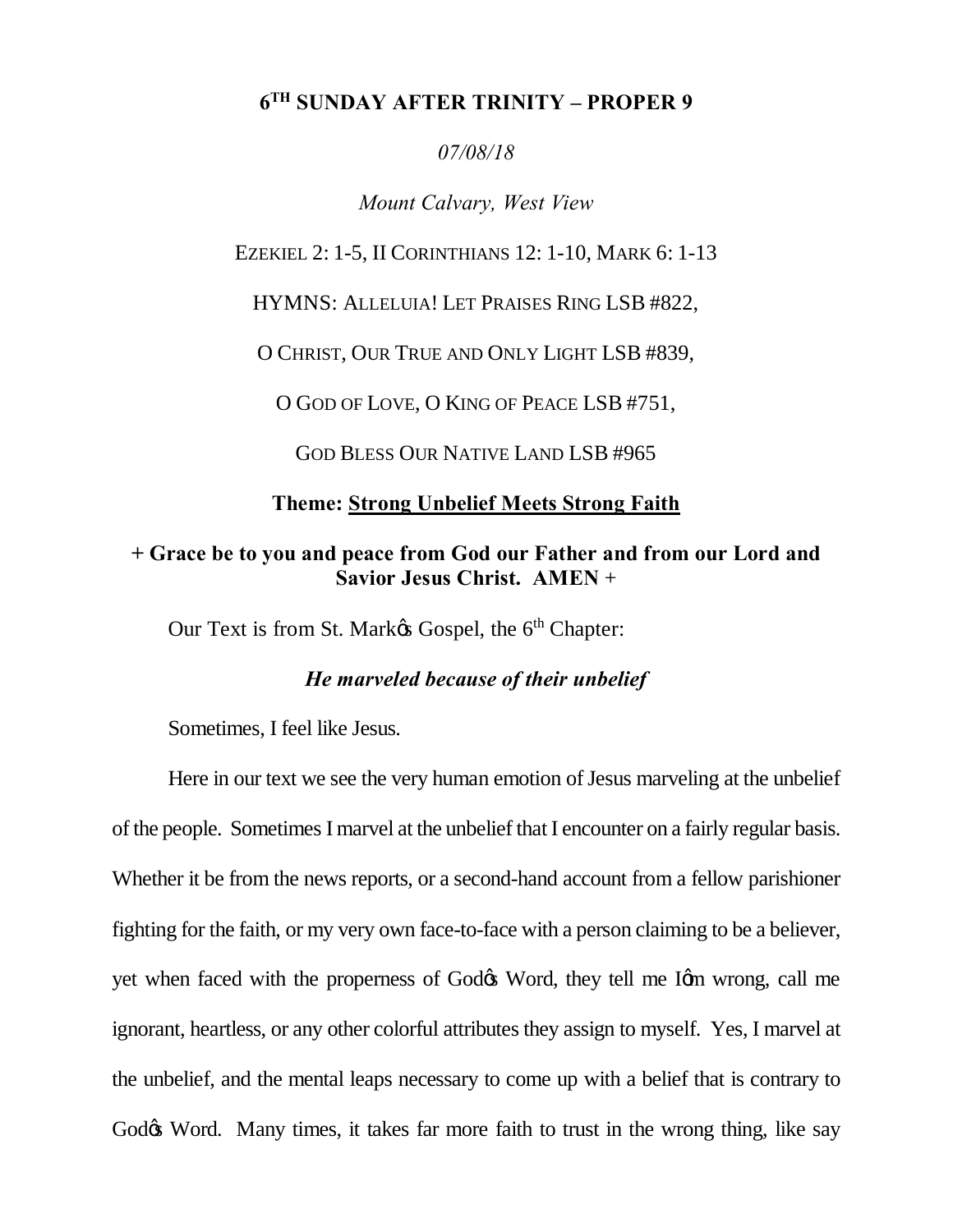# 6TH SUNDAY AFTER TRINITY – PROPER 9

*07/08/18*

*Mount Calvary, West View*

EZEKIEL 2: 1-5, II CORINTHIANS 12: 1-10, MARK 6: 1-13

HYMNS: ALLELUIA! LET PRAISES RING LSB #822,

O CHRIST, OUR TRUE AND ONLY LIGHT LSB #839,

O GOD OF LOVE, O KING OF PEACE LSB #751,

GOD BLESS OUR NATIVE LAND LSB #965

**Theme: Strong Unbelief Meets Strong Faith**

**+ Grace be to you and peace from God our Father and from our Lord and Savior Jesus Christ. AMEN +**

Our Text is from St. Mark's Gospel, the 6th Chapter:

***He marveled because of their unbelief***

Sometimes, I feel like Jesus.

Here in our text we see the very human emotion of Jesus marveling at the unbelief of the people. Sometimes I marvel at the unbelief that I encounter on a fairly regular basis. Whether it be from the news reports, or a second-hand account from a fellow parishioner fighting for the faith, or my very own face-to-face with a person claiming to be a believer, yet when faced with the properness of God's Word, they tell me I'm wrong, call me ignorant, heartless, or any other colorful attributes they assign to myself. Yes, I marvel at the unbelief, and the mental leaps necessary to come up with a belief that is contrary to God's Word. Many times, it takes far more faith to trust in the wrong thing, like say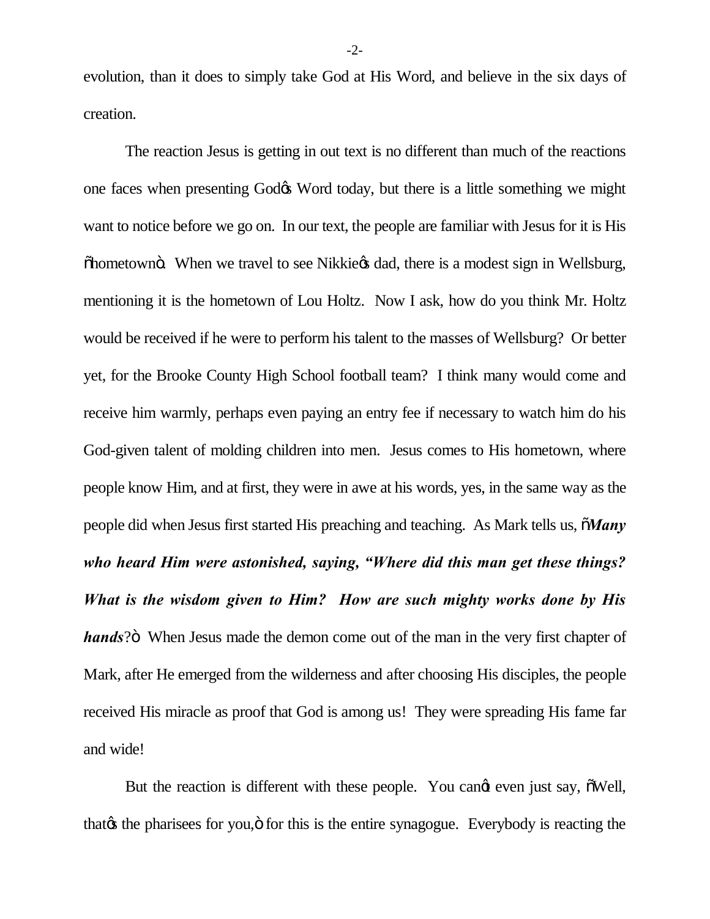evolution, than it does to simply take God at His Word, and believe in the six days of creation.

The reaction Jesus is getting in out text is no different than much of the reactions one faces when presenting God's Word today, but there is a little something we might want to notice before we go on. In our text, the people are familiar with Jesus for it is His "hometown". When we travel to see Nikkie's dad, there is a modest sign in Wellsburg, mentioning it is the hometown of Lou Holtz. Now I ask, how do you think Mr. Holtz would be received if he were to perform his talent to the masses of Wellsburg? Or better yet, for the Brooke County High School football team? I think many would come and receive him warmly, perhaps even paying an entry fee if necessary to watch him do his God-given talent of molding children into men. Jesus comes to His hometown, where people know Him, and at first, they were in awe at his words, yes, in the same way as the people did when Jesus first started His preaching and teaching. As Mark tells us, "***Many who heard Him were astonished, saying, "Where did this man get these things? What is the wisdom given to Him? How are such mighty works done by His hands***?" When Jesus made the demon come out of the man in the very first chapter of Mark, after He emerged from the wilderness and after choosing His disciples, the people received His miracle as proof that God is among us! They were spreading His fame far and wide!

But the reaction is different with these people. You can't even just say, "Well, that's the pharisees for you," for this is the entire synagogue. Everybody is reacting the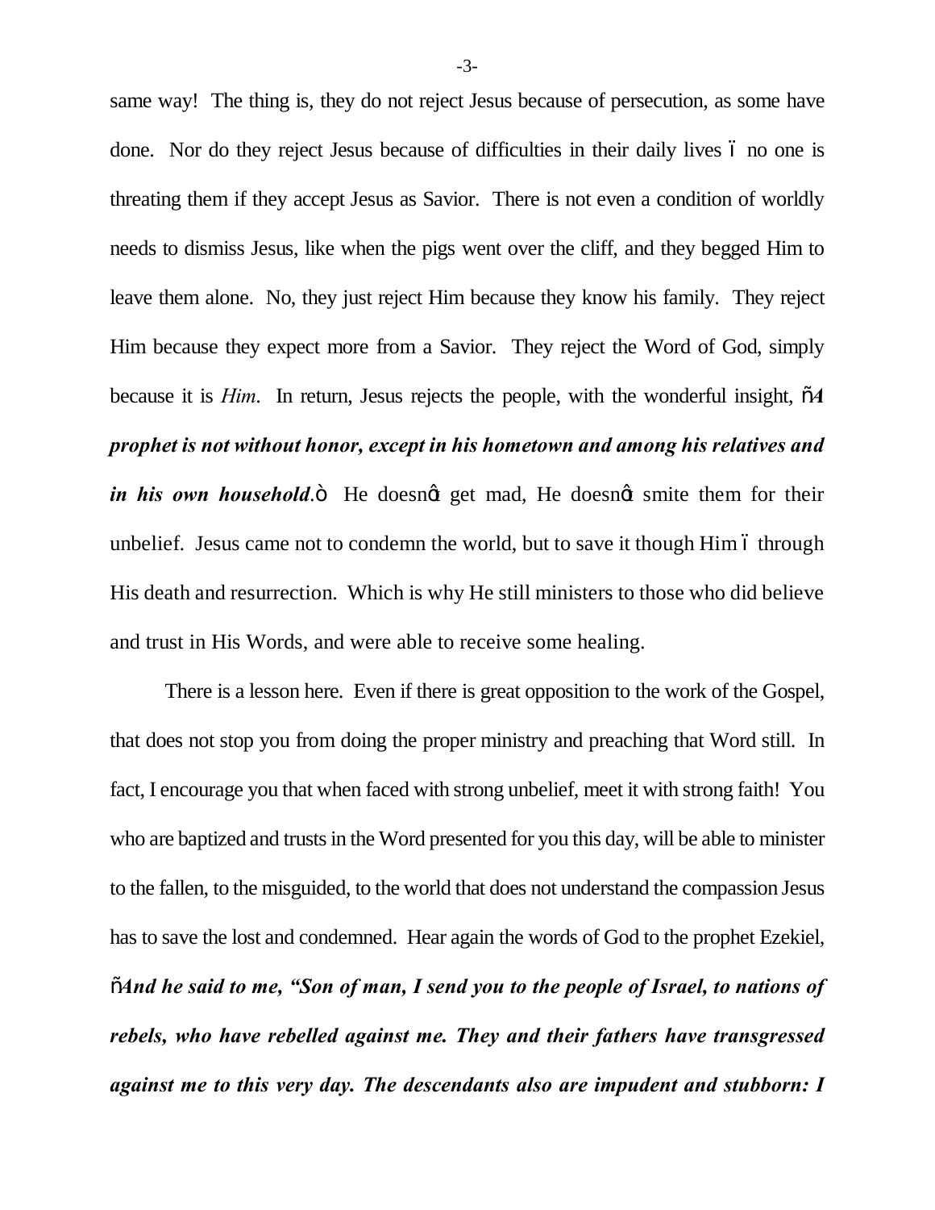same way! The thing is, they do not reject Jesus because of persecution, as some have done. Nor do they reject Jesus because of difficulties in their daily lives – no one is threating them if they accept Jesus as Savior. There is not even a condition of worldly needs to dismiss Jesus, like when the pigs went over the cliff, and they begged Him to leave them alone. No, they just reject Him because they know his family. They reject Him because they expect more from a Savior. They reject the Word of God, simply because it is *Him*. In return, Jesus rejects the people, with the wonderful insight, "***A prophet is not without honor, except in his hometown and among his relatives and in his own household***." He doesn't get mad, He doesn't smite them for their unbelief. Jesus came not to condemn the world, but to save it though Him – through His death and resurrection. Which is why He still ministers to those who did believe and trust in His Words, and were able to receive some healing.

There is a lesson here. Even if there is great opposition to the work of the Gospel, that does not stop you from doing the proper ministry and preaching that Word still. In fact, I encourage you that when faced with strong unbelief, meet it with strong faith! You who are baptized and trusts in the Word presented for you this day, will be able to minister to the fallen, to the misguided, to the world that does not understand the compassion Jesus has to save the lost and condemned. Hear again the words of God to the prophet Ezekiel, "***And he said to me, "Son of man, I send you to the people of Israel, to nations of rebels, who have rebelled against me. They and their fathers have transgressed against me to this very day. The descendants also are impudent and stubborn: I***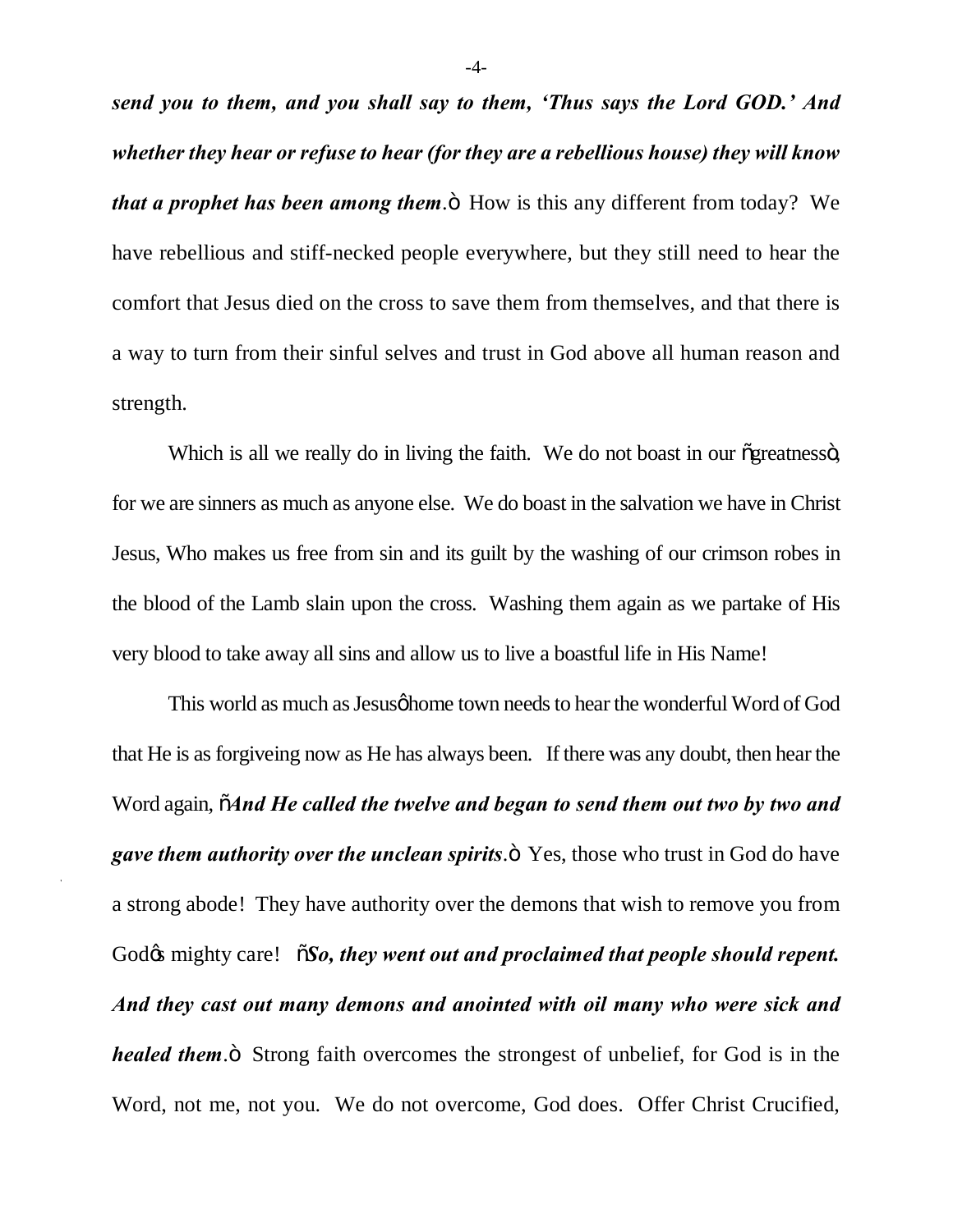*send you to them, and you shall say to them, 'Thus says the Lord GOD.' And whether they hear or refuse to hear (for they are a rebellious house) they will know that a prophet has been among them*." How is this any different from today? We have rebellious and stiff-necked people everywhere, but they still need to hear the comfort that Jesus died on the cross to save them from themselves, and that there is a way to turn from their sinful selves and trust in God above all human reason and strength.

Which is all we really do in living the faith. We do not boast in our "greatness", for we are sinners as much as anyone else. We do boast in the salvation we have in Christ Jesus, Who makes us free from sin and its guilt by the washing of our crimson robes in the blood of the Lamb slain upon the cross. Washing them again as we partake of His very blood to take away all sins and allow us to live a boastful life in His Name!

This world as much as Jesus' home town needs to hear the wonderful Word of God that He is as forgiveing now as He has always been. If there was any doubt, then hear the Word again, "*And He called the twelve and began to send them out two by two and gave them authority over the unclean spirits*." Yes, those who trust in God do have a strong abode! They have authority over the demons that wish to remove you from God's mighty care! "*So, they went out and proclaimed that people should repent. And they cast out many demons and anointed with oil many who were sick and healed them*." Strong faith overcomes the strongest of unbelief, for God is in the Word, not me, not you. We do not overcome, God does. Offer Christ Crucified,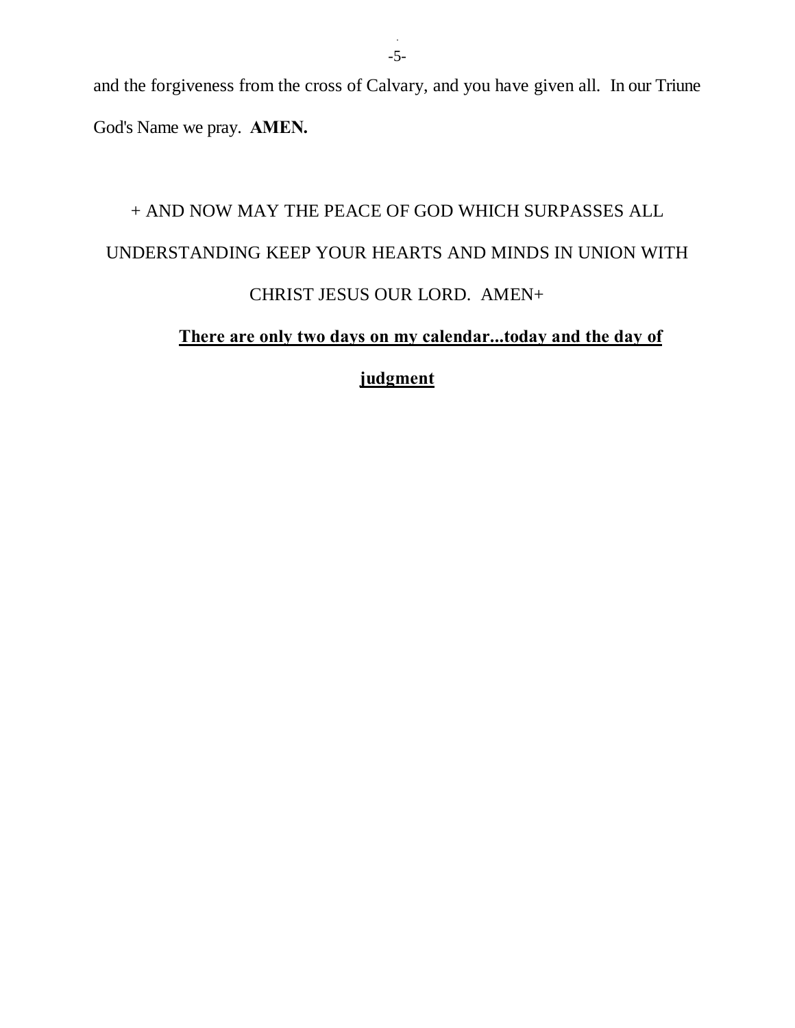and the forgiveness from the cross of Calvary, and you have given all. In our Triune God's Name we pray. **AMEN.**

+ AND NOW MAY THE PEACE OF GOD WHICH SURPASSES ALL UNDERSTANDING KEEP YOUR HEARTS AND MINDS IN UNION WITH CHRIST JESUS OUR LORD. AMEN+

<u>**There are only two days on my calendar...today and the day of judgment**</u>